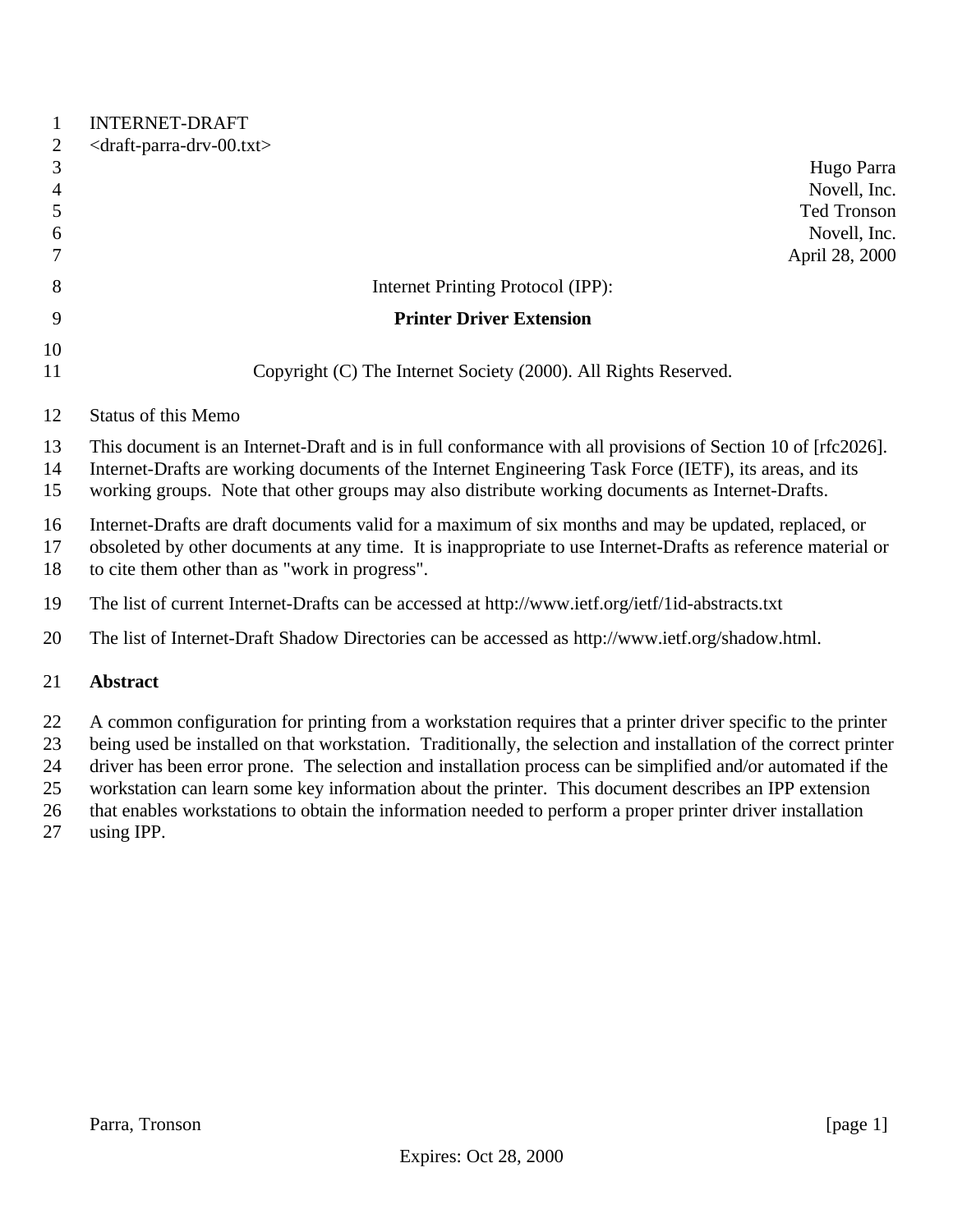INTERNET-DRAFT
<draft-parra-drv-00.txt>

Hugo Parra
Novell, Inc.
Ted Tronson
Novell, Inc.
April 28, 2000

# Internet Printing Protocol (IPP):

# **Printer Driver Extension**

Copyright (C) The Internet Society (2000). All Rights Reserved.

Status of this Memo

This document is an Internet-Draft and is in full conformance with all provisions of Section 10 of [rfc2026]. Internet-Drafts are working documents of the Internet Engineering Task Force (IETF), its areas, and its working groups. Note that other groups may also distribute working documents as Internet-Drafts.

Internet-Drafts are draft documents valid for a maximum of six months and may be updated, replaced, or obsoleted by other documents at any time. It is inappropriate to use Internet-Drafts as reference material or to cite them other than as "work in progress".

The list of current Internet-Drafts can be accessed at http://www.ietf.org/ietf/1id-abstracts.txt

The list of Internet-Draft Shadow Directories can be accessed as http://www.ietf.org/shadow.html.

## **Abstract**

A common configuration for printing from a workstation requires that a printer driver specific to the printer being used be installed on that workstation. Traditionally, the selection and installation of the correct printer driver has been error prone. The selection and installation process can be simplified and/or automated if the workstation can learn some key information about the printer. This document describes an IPP extension that enables workstations to obtain the information needed to perform a proper printer driver installation using IPP.

Expires: Oct 28, 2000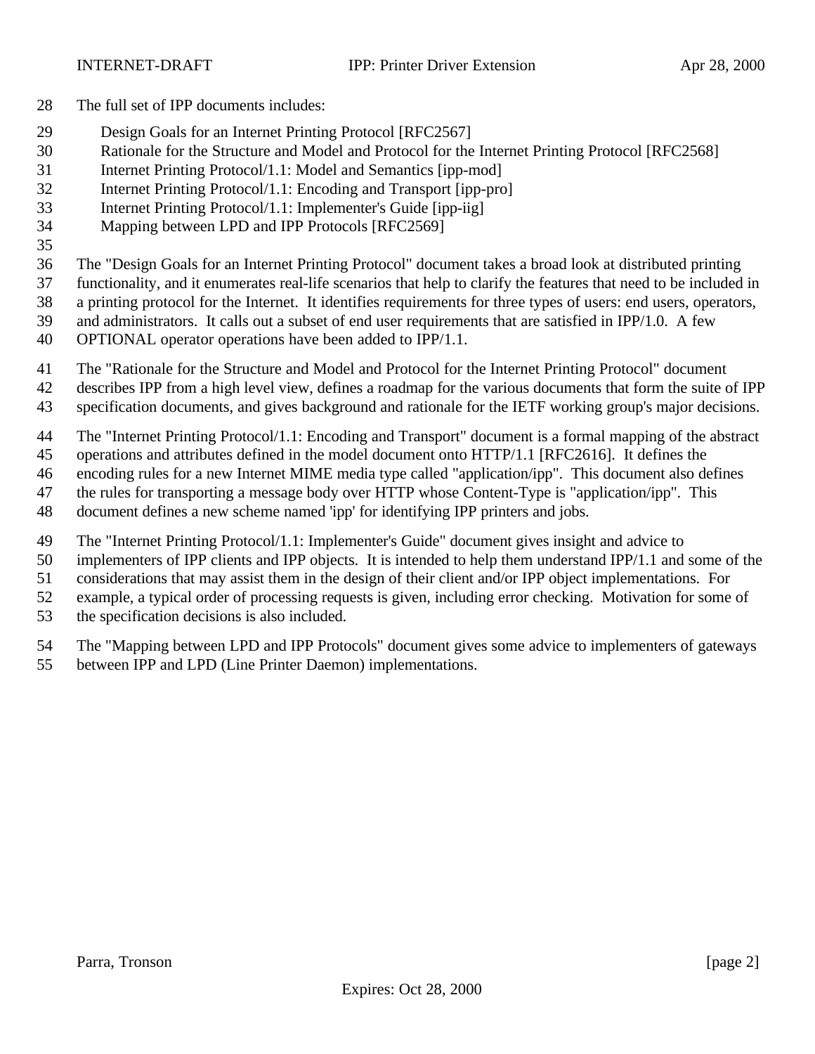The full set of IPP documents includes:

- Design Goals for an Internet Printing Protocol [RFC2567]
- Rationale for the Structure and Model and Protocol for the Internet Printing Protocol [RFC2568]
- Internet Printing Protocol/1.1: Model and Semantics [ipp-mod]
- Internet Printing Protocol/1.1: Encoding and Transport [ipp-pro]
- Internet Printing Protocol/1.1: Implementer's Guide [ipp-iig]
- Mapping between LPD and IPP Protocols [RFC2569]

The "Design Goals for an Internet Printing Protocol" document takes a broad look at distributed printing functionality, and it enumerates real-life scenarios that help to clarify the features that need to be included in a printing protocol for the Internet. It identifies requirements for three types of users: end users, operators, and administrators. It calls out a subset of end user requirements that are satisfied in IPP/1.0. A few OPTIONAL operator operations have been added to IPP/1.1.

The "Rationale for the Structure and Model and Protocol for the Internet Printing Protocol" document describes IPP from a high level view, defines a roadmap for the various documents that form the suite of IPP specification documents, and gives background and rationale for the IETF working group's major decisions.

The "Internet Printing Protocol/1.1: Encoding and Transport" document is a formal mapping of the abstract operations and attributes defined in the model document onto HTTP/1.1 [RFC2616]. It defines the encoding rules for a new Internet MIME media type called "application/ipp". This document also defines the rules for transporting a message body over HTTP whose Content-Type is "application/ipp". This document defines a new scheme named 'ipp' for identifying IPP printers and jobs.

The "Internet Printing Protocol/1.1: Implementer's Guide" document gives insight and advice to implementers of IPP clients and IPP objects. It is intended to help them understand IPP/1.1 and some of the considerations that may assist them in the design of their client and/or IPP object implementations. For example, a typical order of processing requests is given, including error checking. Motivation for some of the specification decisions is also included.

The "Mapping between LPD and IPP Protocols" document gives some advice to implementers of gateways between IPP and LPD (Line Printer Daemon) implementations.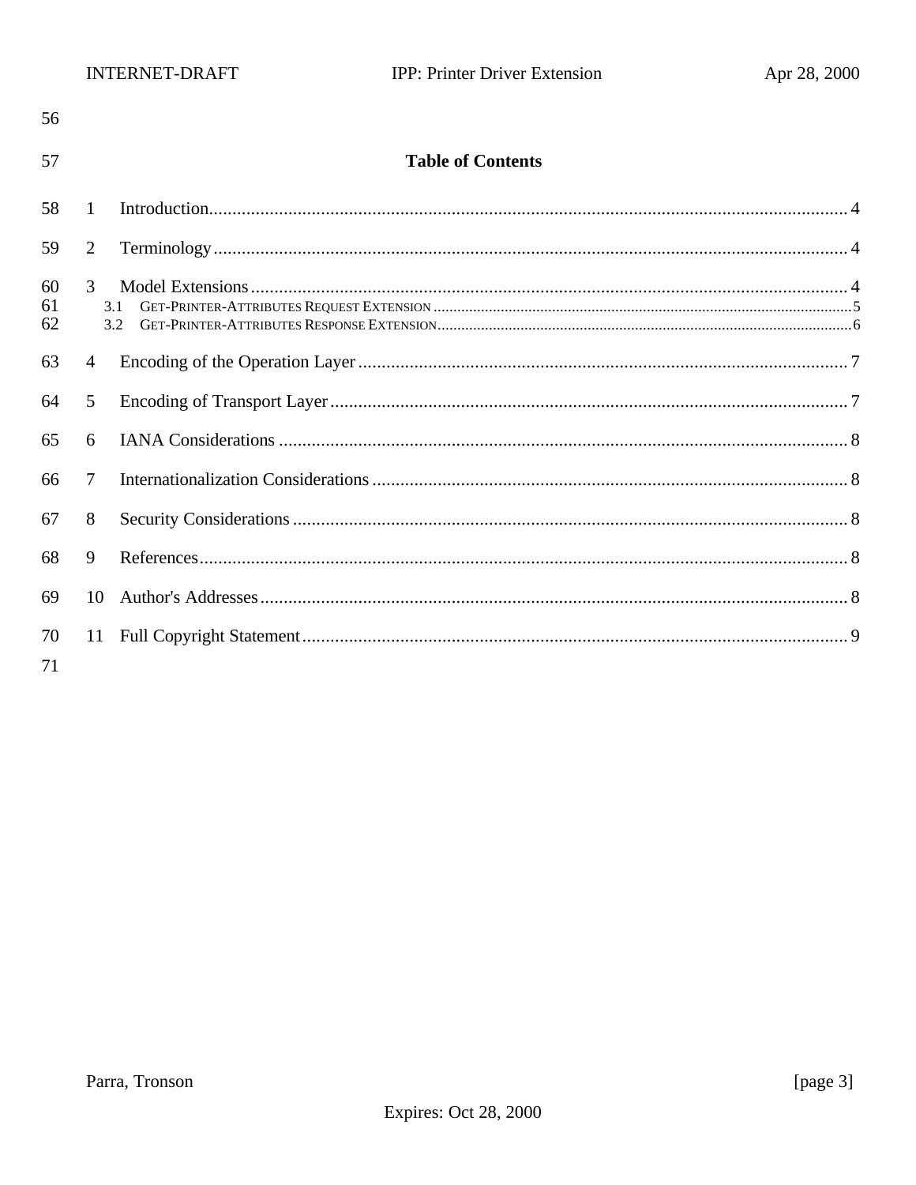## Table of Contents

1 Introduction........................................................................................................................................ 4

2 Terminology ........................................................................................................................................ 4

3 Model Extensions ................................................................................................................................ 4
  3.1 GET-PRINTER-ATTRIBUTES REQUEST EXTENSION ........................................................................................................... 5
  3.2 GET-PRINTER-ATTRIBUTES RESPONSE EXTENSION......................................................................................................... 6

4 Encoding of the Operation Layer ......................................................................................................... 7

5 Encoding of Transport Layer ............................................................................................................... 7

6 IANA Considerations ........................................................................................................................... 8

7 Internationalization Considerations ...................................................................................................... 8

8 Security Considerations ....................................................................................................................... 8

9 References............................................................................................................................................ 8

10 Author's Addresses .............................................................................................................................. 8

11 Full Copyright Statement ..................................................................................................................... 9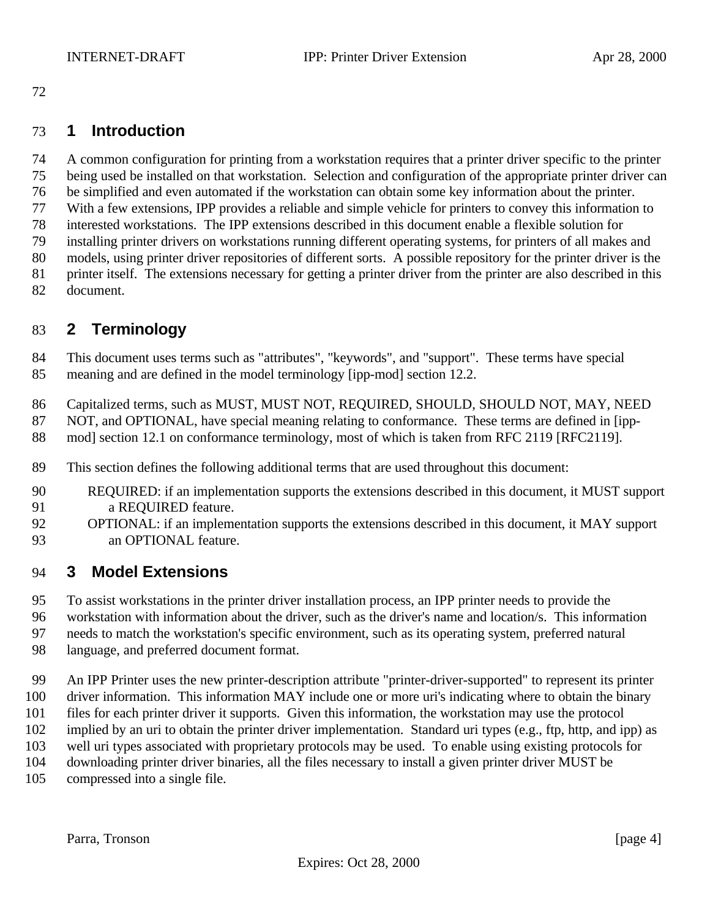# 1 Introduction

A common configuration for printing from a workstation requires that a printer driver specific to the printer being used be installed on that workstation. Selection and configuration of the appropriate printer driver can be simplified and even automated if the workstation can obtain some key information about the printer. With a few extensions, IPP provides a reliable and simple vehicle for printers to convey this information to interested workstations. The IPP extensions described in this document enable a flexible solution for installing printer drivers on workstations running different operating systems, for printers of all makes and models, using printer driver repositories of different sorts. A possible repository for the printer driver is the printer itself. The extensions necessary for getting a printer driver from the printer are also described in this document.

# 2 Terminology

This document uses terms such as "attributes", "keywords", and "support". These terms have special meaning and are defined in the model terminology [ipp-mod] section 12.2.

Capitalized terms, such as MUST, MUST NOT, REQUIRED, SHOULD, SHOULD NOT, MAY, NEED NOT, and OPTIONAL, have special meaning relating to conformance. These terms are defined in [ipp-mod] section 12.1 on conformance terminology, most of which is taken from RFC 2119 [RFC2119].

This section defines the following additional terms that are used throughout this document:

REQUIRED: if an implementation supports the extensions described in this document, it MUST support a REQUIRED feature.

OPTIONAL: if an implementation supports the extensions described in this document, it MAY support an OPTIONAL feature.

# 3 Model Extensions

To assist workstations in the printer driver installation process, an IPP printer needs to provide the workstation with information about the driver, such as the driver's name and location/s. This information needs to match the workstation's specific environment, such as its operating system, preferred natural language, and preferred document format.

An IPP Printer uses the new printer-description attribute "printer-driver-supported" to represent its printer driver information. This information MAY include one or more uri's indicating where to obtain the binary files for each printer driver it supports. Given this information, the workstation may use the protocol implied by an uri to obtain the printer driver implementation. Standard uri types (e.g., ftp, http, and ipp) as well uri types associated with proprietary protocols may be used. To enable using existing protocols for downloading printer driver binaries, all the files necessary to install a given printer driver MUST be compressed into a single file.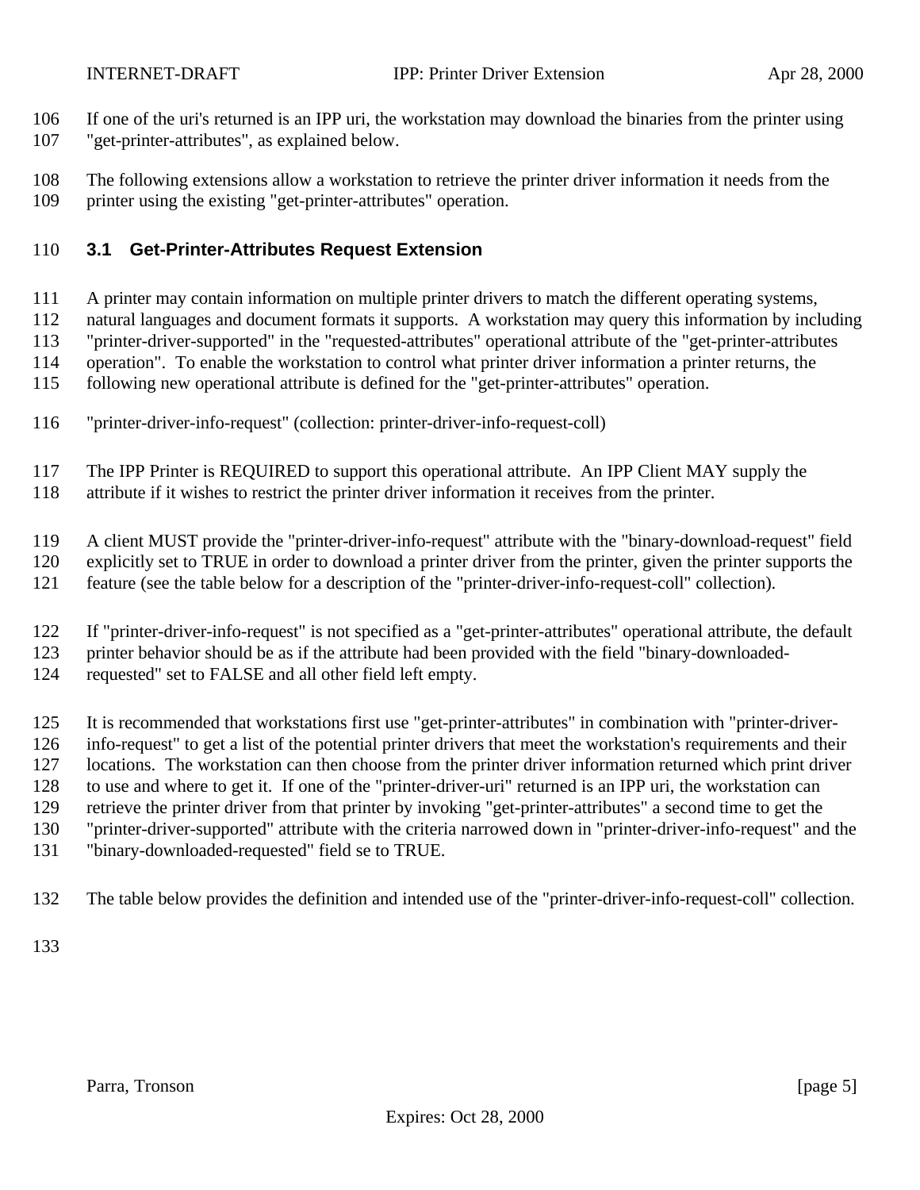If one of the uri's returned is an IPP uri, the workstation may download the binaries from the printer using "get-printer-attributes", as explained below.

The following extensions allow a workstation to retrieve the printer driver information it needs from the printer using the existing "get-printer-attributes" operation.

### 3.1 Get-Printer-Attributes Request Extension

A printer may contain information on multiple printer drivers to match the different operating systems, natural languages and document formats it supports. A workstation may query this information by including "printer-driver-supported" in the "requested-attributes" operational attribute of the "get-printer-attributes operation". To enable the workstation to control what printer driver information a printer returns, the following new operational attribute is defined for the "get-printer-attributes" operation.

"printer-driver-info-request" (collection: printer-driver-info-request-coll)

The IPP Printer is REQUIRED to support this operational attribute. An IPP Client MAY supply the attribute if it wishes to restrict the printer driver information it receives from the printer.

A client MUST provide the "printer-driver-info-request" attribute with the "binary-download-request" field explicitly set to TRUE in order to download a printer driver from the printer, given the printer supports the feature (see the table below for a description of the "printer-driver-info-request-coll" collection).

If "printer-driver-info-request" is not specified as a "get-printer-attributes" operational attribute, the default printer behavior should be as if the attribute had been provided with the field "binary-downloaded-requested" set to FALSE and all other field left empty.

It is recommended that workstations first use "get-printer-attributes" in combination with "printer-driver-info-request" to get a list of the potential printer drivers that meet the workstation's requirements and their locations. The workstation can then choose from the printer driver information returned which print driver to use and where to get it. If one of the "printer-driver-uri" returned is an IPP uri, the workstation can retrieve the printer driver from that printer by invoking "get-printer-attributes" a second time to get the "printer-driver-supported" attribute with the criteria narrowed down in "printer-driver-info-request" and the "binary-downloaded-requested" field se to TRUE.

The table below provides the definition and intended use of the "printer-driver-info-request-coll" collection.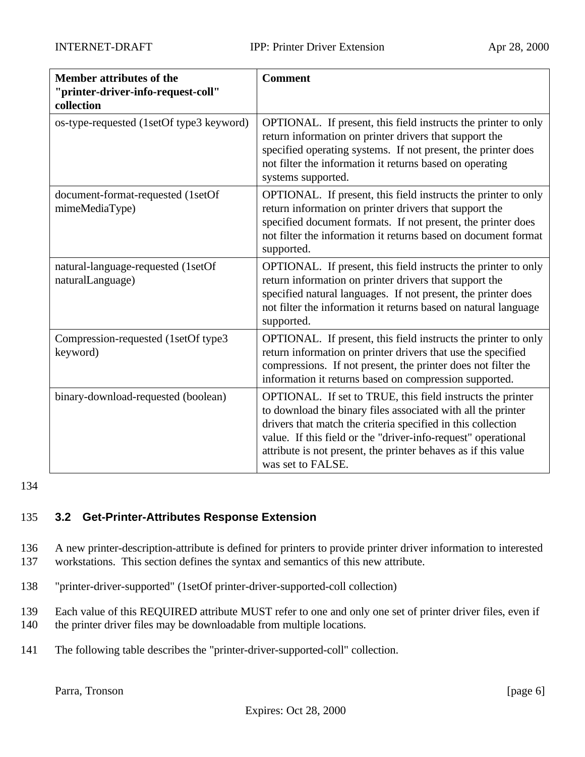| Member attributes of the "printer-driver-info-request-coll" collection | Comment |
|---|---|
| os-type-requested (1setOf type3 keyword) | OPTIONAL. If present, this field instructs the printer to only return information on printer drivers that support the specified operating systems. If not present, the printer does not filter the information it returns based on operating systems supported. |
| document-format-requested (1setOf mimeMediaType) | OPTIONAL. If present, this field instructs the printer to only return information on printer drivers that support the specified document formats. If not present, the printer does not filter the information it returns based on document format supported. |
| natural-language-requested (1setOf naturalLanguage) | OPTIONAL. If present, this field instructs the printer to only return information on printer drivers that support the specified natural languages. If not present, the printer does not filter the information it returns based on natural language supported. |
| Compression-requested (1setOf type3 keyword) | OPTIONAL. If present, this field instructs the printer to only return information on printer drivers that use the specified compressions. If not present, the printer does not filter the information it returns based on compression supported. |
| binary-download-requested (boolean) | OPTIONAL. If set to TRUE, this field instructs the printer to download the binary files associated with all the printer drivers that match the criteria specified in this collection value. If this field or the "driver-info-request" operational attribute is not present, the printer behaves as if this value was set to FALSE. |

### 3.2 Get-Printer-Attributes Response Extension

A new printer-description-attribute is defined for printers to provide printer driver information to interested workstations. This section defines the syntax and semantics of this new attribute.

"printer-driver-supported" (1setOf printer-driver-supported-coll collection)

Each value of this REQUIRED attribute MUST refer to one and only one set of printer driver files, even if the printer driver files may be downloadable from multiple locations.

The following table describes the "printer-driver-supported-coll" collection.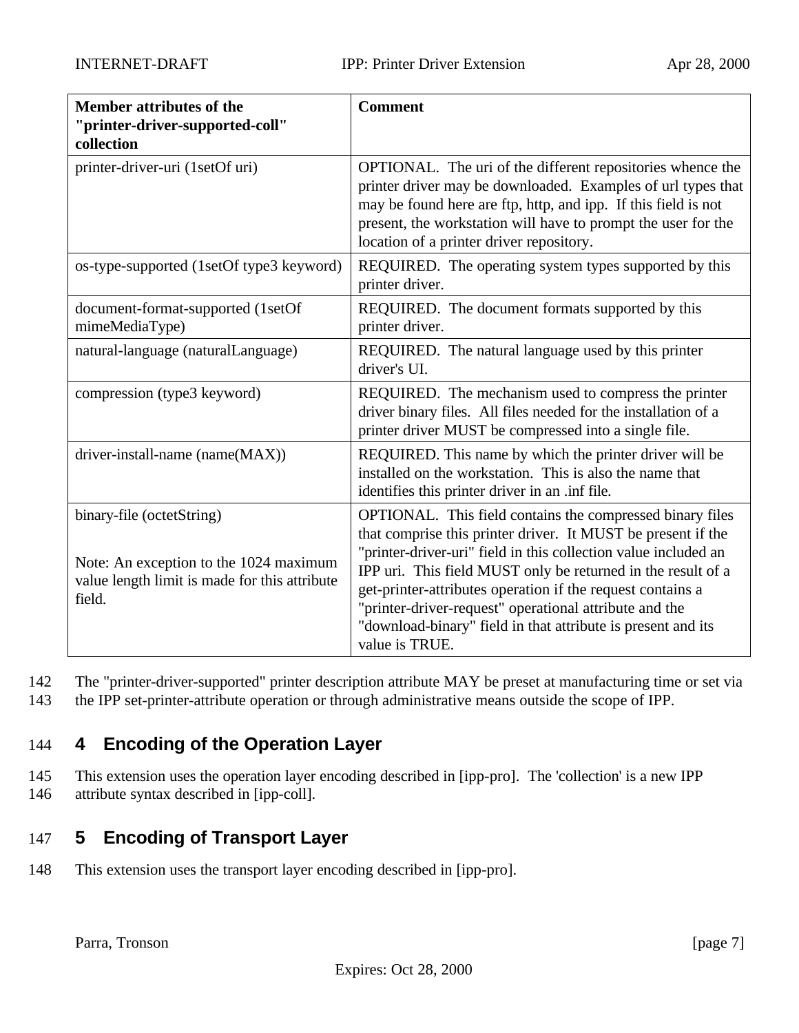| **Member attributes of the "printer-driver-supported-coll" collection** | **Comment** |
| --- | --- |
| printer-driver-uri (1setOf uri) | OPTIONAL. The uri of the different repositories whence the printer driver may be downloaded. Examples of url types that may be found here are ftp, http, and ipp. If this field is not present, the workstation will have to prompt the user for the location of a printer driver repository. |
| os-type-supported (1setOf type3 keyword) | REQUIRED. The operating system types supported by this printer driver. |
| document-format-supported (1setOf mimeMediaType) | REQUIRED. The document formats supported by this printer driver. |
| natural-language (naturalLanguage) | REQUIRED. The natural language used by this printer driver's UI. |
| compression (type3 keyword) | REQUIRED. The mechanism used to compress the printer driver binary files. All files needed for the installation of a printer driver MUST be compressed into a single file. |
| driver-install-name (name(MAX)) | REQUIRED. This name by which the printer driver will be installed on the workstation. This is also the name that identifies this printer driver in an .inf file. |
| binary-file (octetString)<br><br>Note: An exception to the 1024 maximum value length limit is made for this attribute field. | OPTIONAL. This field contains the compressed binary files that comprise this printer driver. It MUST be present if the "printer-driver-uri" field in this collection value included an IPP uri. This field MUST only be returned in the result of a get-printer-attributes operation if the request contains a "printer-driver-request" operational attribute and the "download-binary" field in that attribute is present and its value is TRUE. |

142 The "printer-driver-supported" printer description attribute MAY be preset at manufacturing time or set via
143 the IPP set-printer-attribute operation or through administrative means outside the scope of IPP.

## 144 4 Encoding of the Operation Layer

145 This extension uses the operation layer encoding described in [ipp-pro]. The 'collection' is a new IPP
146 attribute syntax described in [ipp-coll].

## 147 5 Encoding of Transport Layer

148 This extension uses the transport layer encoding described in [ipp-pro].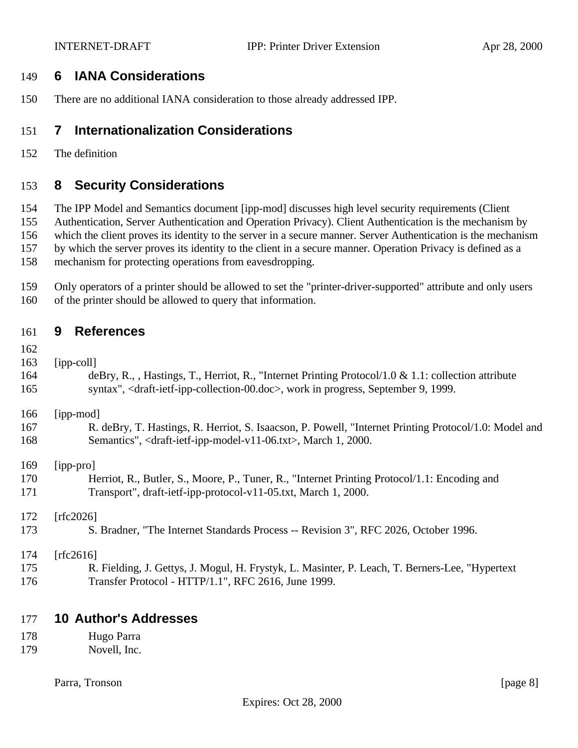## 6 IANA Considerations

There are no additional IANA consideration to those already addressed IPP.

## 7 Internationalization Considerations

The definition

## 8 Security Considerations

The IPP Model and Semantics document [ipp-mod] discusses high level security requirements (Client Authentication, Server Authentication and Operation Privacy). Client Authentication is the mechanism by which the client proves its identity to the server in a secure manner. Server Authentication is the mechanism by which the server proves its identity to the client in a secure manner. Operation Privacy is defined as a mechanism for protecting operations from eavesdropping.

Only operators of a printer should be allowed to set the "printer-driver-supported" attribute and only users of the printer should be allowed to query that information.

## 9 References

[ipp-coll]
deBry, R., , Hastings, T., Herriot, R., "Internet Printing Protocol/1.0 & 1.1: collection attribute syntax", <draft-ietf-ipp-collection-00.doc>, work in progress, September 9, 1999.

[ipp-mod]
R. deBry, T. Hastings, R. Herriot, S. Isaacson, P. Powell, "Internet Printing Protocol/1.0: Model and Semantics", <draft-ietf-ipp-model-v11-06.txt>, March 1, 2000.

[ipp-pro]
Herriot, R., Butler, S., Moore, P., Tuner, R., "Internet Printing Protocol/1.1: Encoding and Transport", draft-ietf-ipp-protocol-v11-05.txt, March 1, 2000.

[rfc2026]
S. Bradner, "The Internet Standards Process -- Revision 3", RFC 2026, October 1996.

[rfc2616]
R. Fielding, J. Gettys, J. Mogul, H. Frystyk, L. Masinter, P. Leach, T. Berners-Lee, "Hypertext Transfer Protocol - HTTP/1.1", RFC 2616, June 1999.

## 10 Author's Addresses

Hugo Parra
Novell, Inc.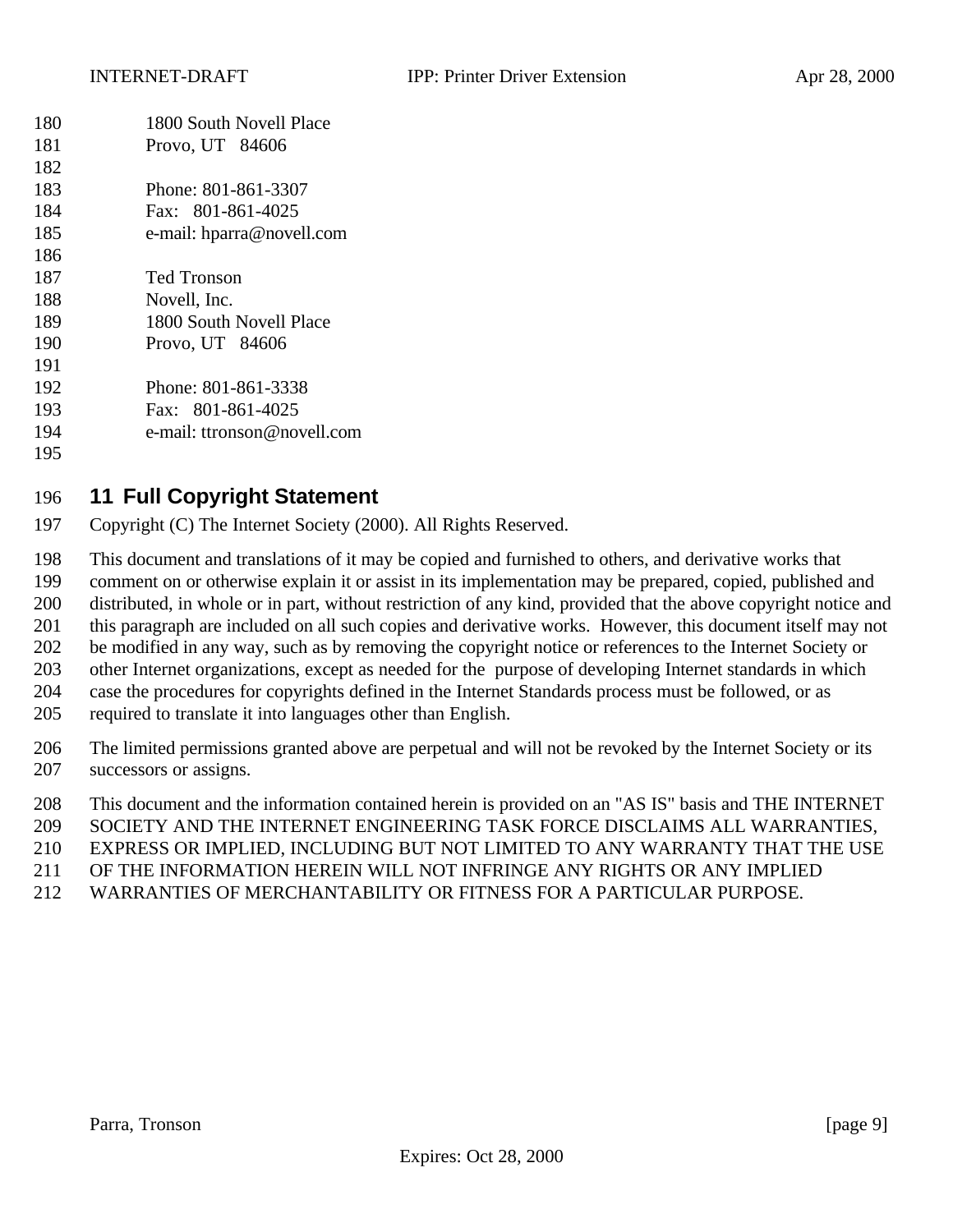1800 South Novell Place
Provo, UT 84606

Phone: 801-861-3307
Fax: 801-861-4025
e-mail: hparra@novell.com

Ted Tronson
Novell, Inc.
1800 South Novell Place
Provo, UT 84606

Phone: 801-861-3338
Fax: 801-861-4025
e-mail: ttronson@novell.com

## 11 Full Copyright Statement

Copyright (C) The Internet Society (2000). All Rights Reserved.

This document and translations of it may be copied and furnished to others, and derivative works that comment on or otherwise explain it or assist in its implementation may be prepared, copied, published and distributed, in whole or in part, without restriction of any kind, provided that the above copyright notice and this paragraph are included on all such copies and derivative works. However, this document itself may not be modified in any way, such as by removing the copyright notice or references to the Internet Society or other Internet organizations, except as needed for the purpose of developing Internet standards in which case the procedures for copyrights defined in the Internet Standards process must be followed, or as required to translate it into languages other than English.

The limited permissions granted above are perpetual and will not be revoked by the Internet Society or its successors or assigns.

This document and the information contained herein is provided on an "AS IS" basis and THE INTERNET SOCIETY AND THE INTERNET ENGINEERING TASK FORCE DISCLAIMS ALL WARRANTIES, EXPRESS OR IMPLIED, INCLUDING BUT NOT LIMITED TO ANY WARRANTY THAT THE USE OF THE INFORMATION HEREIN WILL NOT INFRINGE ANY RIGHTS OR ANY IMPLIED WARRANTIES OF MERCHANTABILITY OR FITNESS FOR A PARTICULAR PURPOSE.